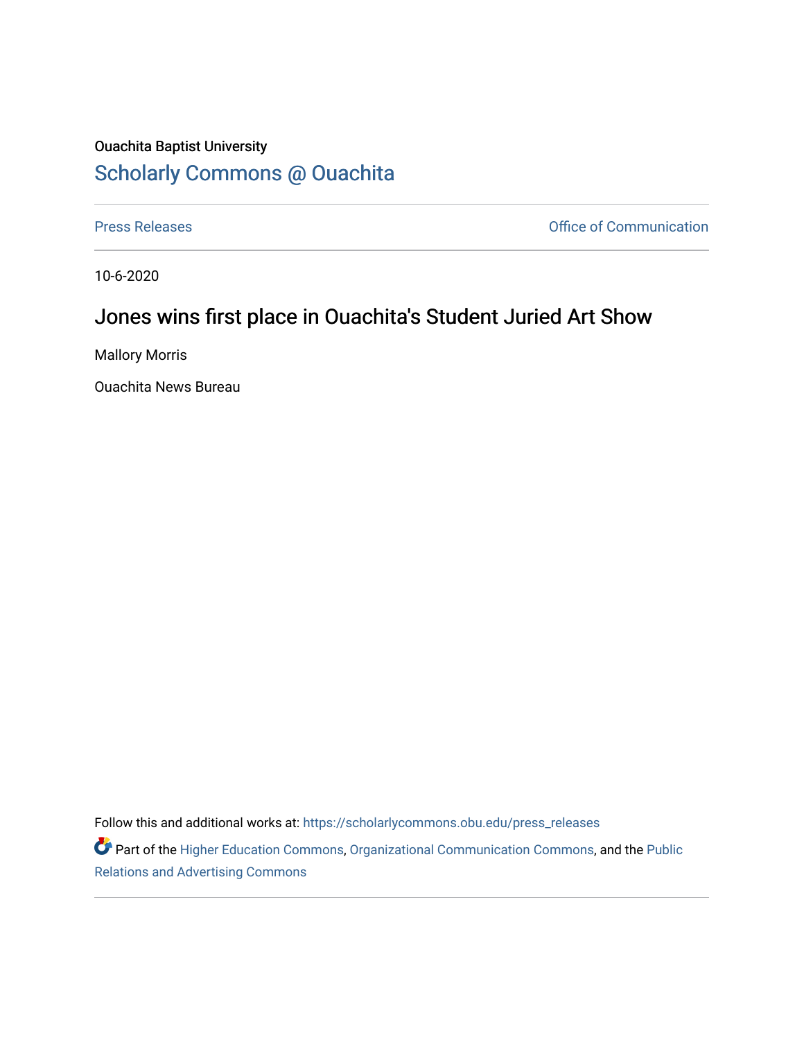Ouachita Baptist University

## Scholarly Commons @ Ouachita

Press Releases | Office of Communication

10-6-2020

# Jones wins first place in Ouachita's Student Juried Art Show

Mallory Morris

Ouachita News Bureau

Follow this and additional works at: https://scholarlycommons.obu.edu/press_releases

Part of the Higher Education Commons, Organizational Communication Commons, and the Public Relations and Advertising Commons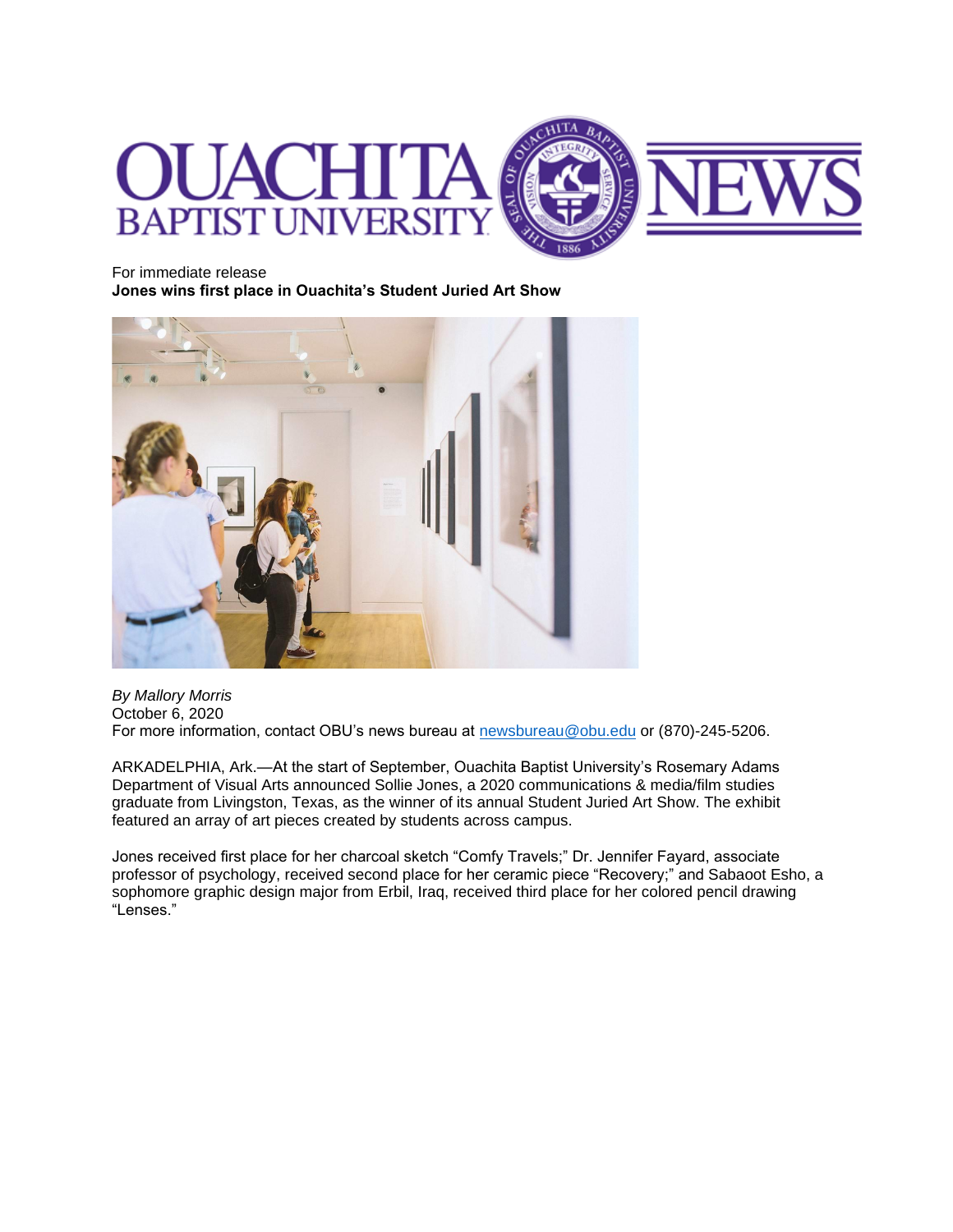For immediate release

**Jones wins first place in Ouachita's Student Juried Art Show**

*By Mallory Morris*

October 6, 2020

For more information, contact OBU's news bureau at [newsbureau@obu.edu](mailto:newsbureau@obu.edu) or (870)-245-5206.

ARKADELPHIA, Ark.—At the start of September, Ouachita Baptist University's Rosemary Adams Department of Visual Arts announced Sollie Jones, a 2020 communications & media/film studies graduate from Livingston, Texas, as the winner of its annual Student Juried Art Show. The exhibit featured an array of art pieces created by students across campus.

Jones received first place for her charcoal sketch "Comfy Travels;" Dr. Jennifer Fayard, associate professor of psychology, received second place for her ceramic piece "Recovery;" and Sabaoot Esho, a sophomore graphic design major from Erbil, Iraq, received third place for her colored pencil drawing "Lenses."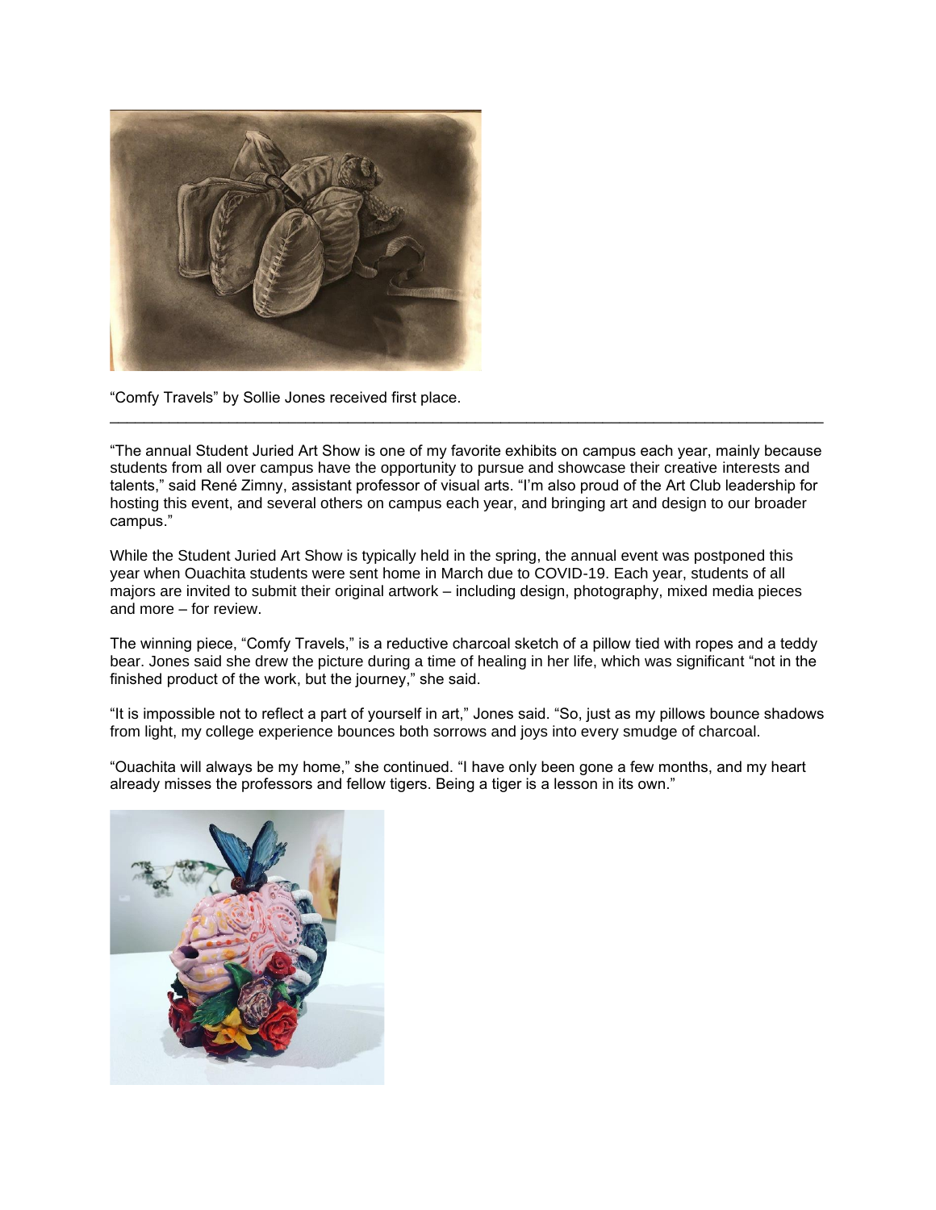"Comfy Travels" by Sollie Jones received first place.

---

"The annual Student Juried Art Show is one of my favorite exhibits on campus each year, mainly because students from all over campus have the opportunity to pursue and showcase their creative interests and talents," said René Zimny, assistant professor of visual arts. "I'm also proud of the Art Club leadership for hosting this event, and several others on campus each year, and bringing art and design to our broader campus."

While the Student Juried Art Show is typically held in the spring, the annual event was postponed this year when Ouachita students were sent home in March due to COVID-19. Each year, students of all majors are invited to submit their original artwork – including design, photography, mixed media pieces and more – for review.

The winning piece, "Comfy Travels," is a reductive charcoal sketch of a pillow tied with ropes and a teddy bear. Jones said she drew the picture during a time of healing in her life, which was significant "not in the finished product of the work, but the journey," she said.

"It is impossible not to reflect a part of yourself in art," Jones said. "So, just as my pillows bounce shadows from light, my college experience bounces both sorrows and joys into every smudge of charcoal.

"Ouachita will always be my home," she continued. "I have only been gone a few months, and my heart already misses the professors and fellow tigers. Being a tiger is a lesson in its own."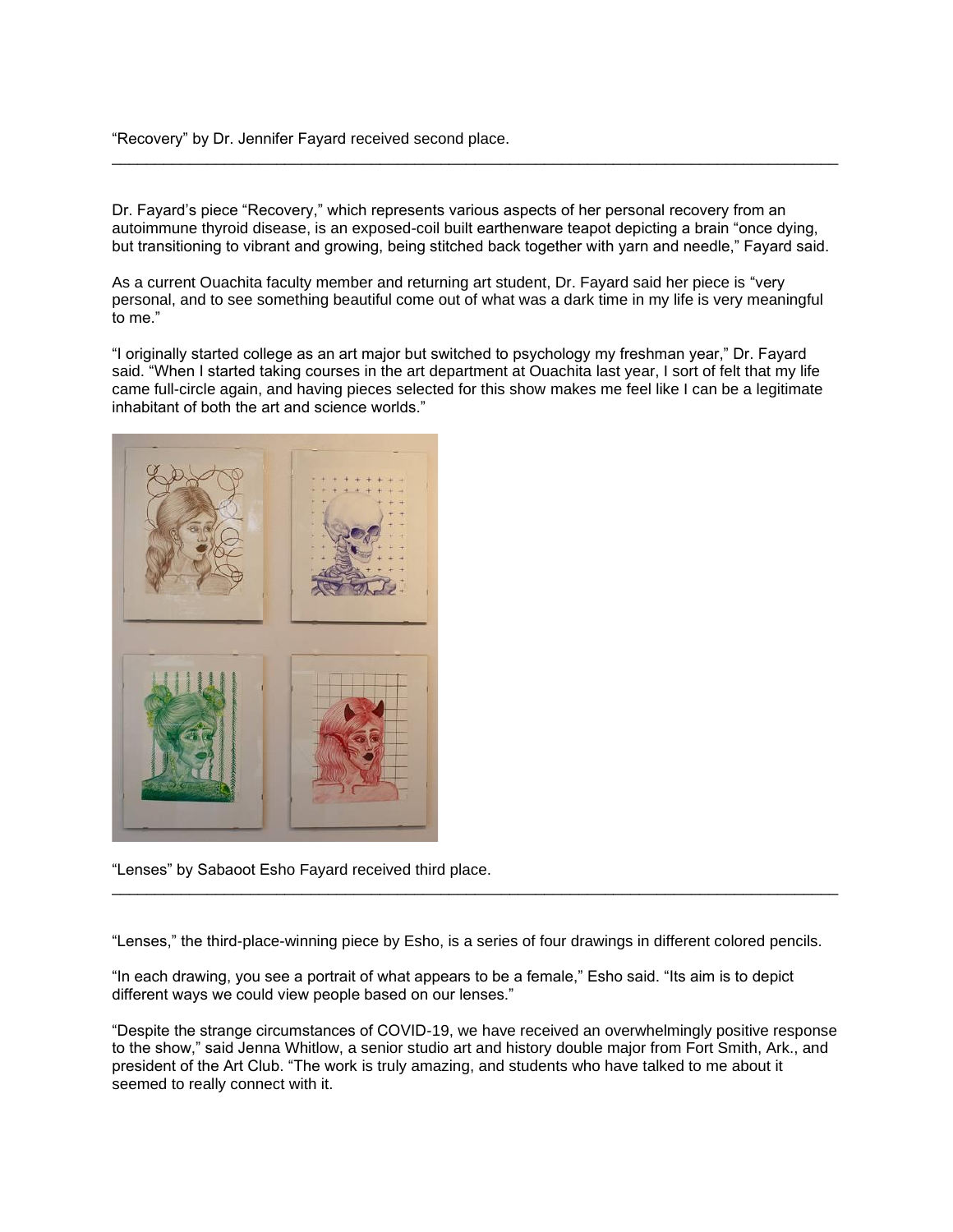"Recovery" by Dr. Jennifer Fayard received second place.

---

Dr. Fayard's piece "Recovery," which represents various aspects of her personal recovery from an autoimmune thyroid disease, is an exposed-coil built earthenware teapot depicting a brain "once dying, but transitioning to vibrant and growing, being stitched back together with yarn and needle," Fayard said.

As a current Ouachita faculty member and returning art student, Dr. Fayard said her piece is "very personal, and to see something beautiful come out of what was a dark time in my life is very meaningful to me."

"I originally started college as an art major but switched to psychology my freshman year," Dr. Fayard said. "When I started taking courses in the art department at Ouachita last year, I sort of felt that my life came full-circle again, and having pieces selected for this show makes me feel like I can be a legitimate inhabitant of both the art and science worlds."

"Lenses" by Sabaoot Esho Fayard received third place.

---

"Lenses," the third-place-winning piece by Esho, is a series of four drawings in different colored pencils.

"In each drawing, you see a portrait of what appears to be a female," Esho said. "Its aim is to depict different ways we could view people based on our lenses."

"Despite the strange circumstances of COVID-19, we have received an overwhelmingly positive response to the show," said Jenna Whitlow, a senior studio art and history double major from Fort Smith, Ark., and president of the Art Club. "The work is truly amazing, and students who have talked to me about it seemed to really connect with it.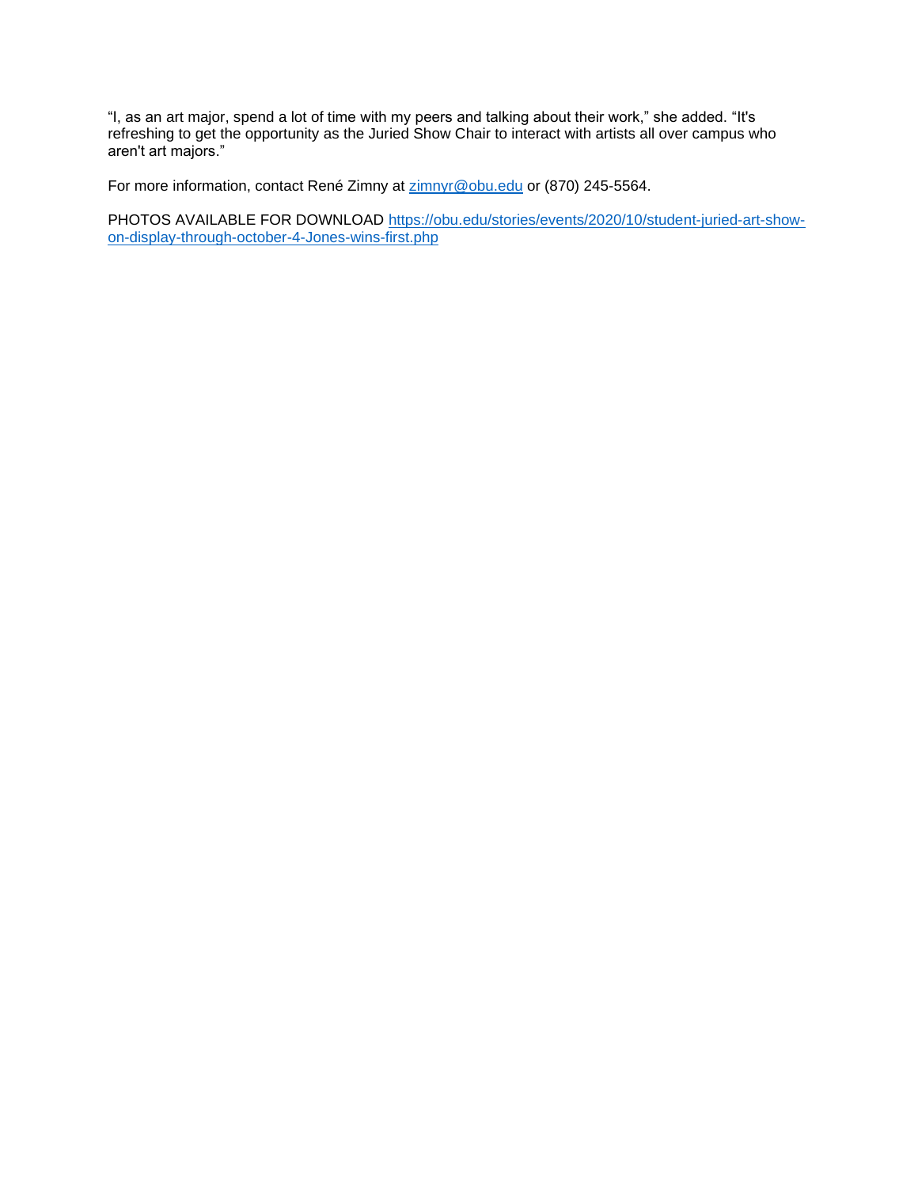"I, as an art major, spend a lot of time with my peers and talking about their work," she added. "It's refreshing to get the opportunity as the Juried Show Chair to interact with artists all over campus who aren't art majors."

For more information, contact René Zimny at [zimnyr@obu.edu](mailto:zimnyr@obu.edu) or (870) 245-5564.

PHOTOS AVAILABLE FOR DOWNLOAD [https://obu.edu/stories/events/2020/10/student-juried-art-show-on-display-through-october-4-Jones-wins-first.php](https://obu.edu/stories/events/2020/10/student-juried-art-show-on-display-through-october-4-Jones-wins-first.php)